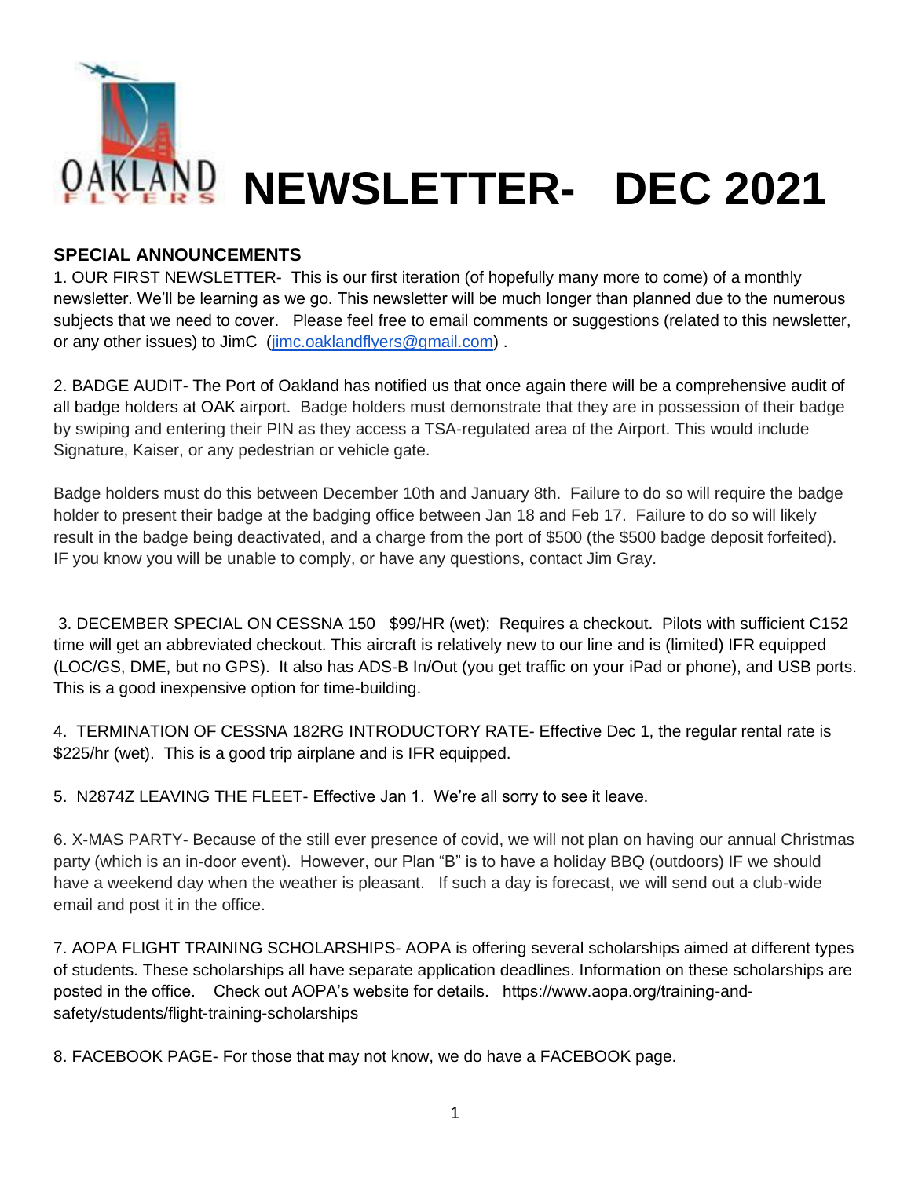# OAKLAND FLYERS NEWSLETTER- DEC 2021

## SPECIAL ANNOUNCEMENTS

1. OUR FIRST NEWSLETTER- This is our first iteration (of hopefully many more to come) of a monthly newsletter. We'll be learning as we go. This newsletter will be much longer than planned due to the numerous subjects that we need to cover. Please feel free to email comments or suggestions (related to this newsletter, or any other issues) to JimC (jimc.oaklandflyers@gmail.com) .

2. BADGE AUDIT- The Port of Oakland has notified us that once again there will be a comprehensive audit of all badge holders at OAK airport. Badge holders must demonstrate that they are in possession of their badge by swiping and entering their PIN as they access a TSA-regulated area of the Airport. This would include Signature, Kaiser, or any pedestrian or vehicle gate.

Badge holders must do this between December 10th and January 8th. Failure to do so will require the badge holder to present their badge at the badging office between Jan 18 and Feb 17. Failure to do so will likely result in the badge being deactivated, and a charge from the port of $500 (the $500 badge deposit forfeited). IF you know you will be unable to comply, or have any questions, contact Jim Gray.

3. DECEMBER SPECIAL ON CESSNA 150 $99/HR (wet); Requires a checkout. Pilots with sufficient C152 time will get an abbreviated checkout. This aircraft is relatively new to our line and is (limited) IFR equipped (LOC/GS, DME, but no GPS). It also has ADS-B In/Out (you get traffic on your iPad or phone), and USB ports. This is a good inexpensive option for time-building.

4. TERMINATION OF CESSNA 182RG INTRODUCTORY RATE- Effective Dec 1, the regular rental rate is $225/hr (wet). This is a good trip airplane and is IFR equipped.

5. N2874Z LEAVING THE FLEET- Effective Jan 1. We're all sorry to see it leave.

6. X-MAS PARTY- Because of the still ever presence of covid, we will not plan on having our annual Christmas party (which is an in-door event). However, our Plan "B" is to have a holiday BBQ (outdoors) IF we should have a weekend day when the weather is pleasant. If such a day is forecast, we will send out a club-wide email and post it in the office.

7. AOPA FLIGHT TRAINING SCHOLARSHIPS- AOPA is offering several scholarships aimed at different types of students. These scholarships all have separate application deadlines. Information on these scholarships are posted in the office. Check out AOPA's website for details. https://www.aopa.org/training-and-safety/students/flight-training-scholarships

8. FACEBOOK PAGE- For those that may not know, we do have a FACEBOOK page.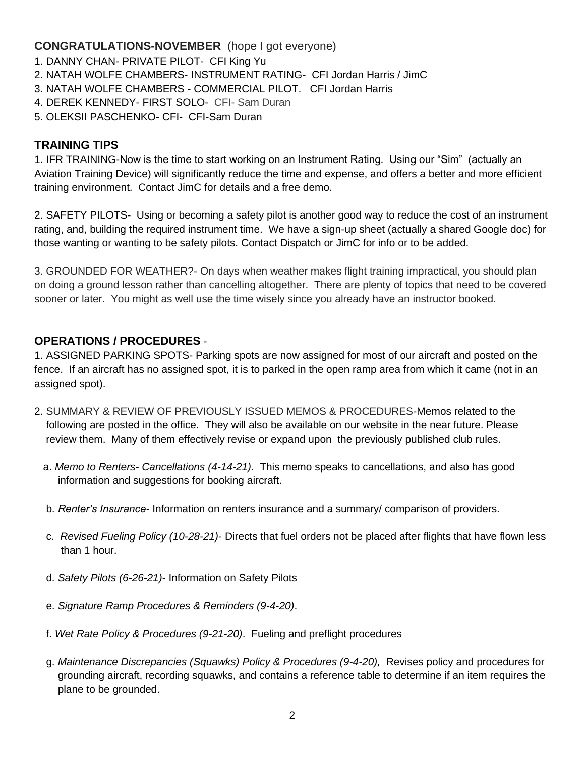## **CONGRATULATIONS-NOVEMBER** (hope I got everyone)

1. DANNY CHAN- PRIVATE PILOT- CFI King Yu
2. NATAH WOLFE CHAMBERS- INSTRUMENT RATING- CFI Jordan Harris / JimC
3. NATAH WOLFE CHAMBERS - COMMERCIAL PILOT. CFI Jordan Harris
4. DEREK KENNEDY- FIRST SOLO- CFI- Sam Duran
5. OLEKSII PASCHENKO- CFI- CFI-Sam Duran

## **TRAINING TIPS**

1. IFR TRAINING-Now is the time to start working on an Instrument Rating. Using our "Sim" (actually an Aviation Training Device) will significantly reduce the time and expense, and offers a better and more efficient training environment. Contact JimC for details and a free demo.

2. SAFETY PILOTS- Using or becoming a safety pilot is another good way to reduce the cost of an instrument rating, and, building the required instrument time. We have a sign-up sheet (actually a shared Google doc) for those wanting or wanting to be safety pilots. Contact Dispatch or JimC for info or to be added.

3. GROUNDED FOR WEATHER?- On days when weather makes flight training impractical, you should plan on doing a ground lesson rather than cancelling altogether. There are plenty of topics that need to be covered sooner or later. You might as well use the time wisely since you already have an instructor booked.

## **OPERATIONS / PROCEDURES** -

1. ASSIGNED PARKING SPOTS- Parking spots are now assigned for most of our aircraft and posted on the fence. If an aircraft has no assigned spot, it is to parked in the open ramp area from which it came (not in an assigned spot).

2. SUMMARY & REVIEW OF PREVIOUSLY ISSUED MEMOS & PROCEDURES-Memos related to the following are posted in the office. They will also be available on our website in the near future. Please review them. Many of them effectively revise or expand upon the previously published club rules.

   a. *Memo to Renters- Cancellations (4-14-21).* This memo speaks to cancellations, and also has good information and suggestions for booking aircraft.

   b. *Renter's Insurance*- Information on renters insurance and a summary/ comparison of providers.

   c. *Revised Fueling Policy (10-28-21)*- Directs that fuel orders not be placed after flights that have flown less than 1 hour.

   d. *Safety Pilots (6-26-21)*- Information on Safety Pilots

   e. *Signature Ramp Procedures & Reminders (9-4-20)*.

   f. *Wet Rate Policy & Procedures (9-21-20)*. Fueling and preflight procedures

   g. *Maintenance Discrepancies (Squawks) Policy & Procedures (9-4-20),* Revises policy and procedures for grounding aircraft, recording squawks, and contains a reference table to determine if an item requires the plane to be grounded.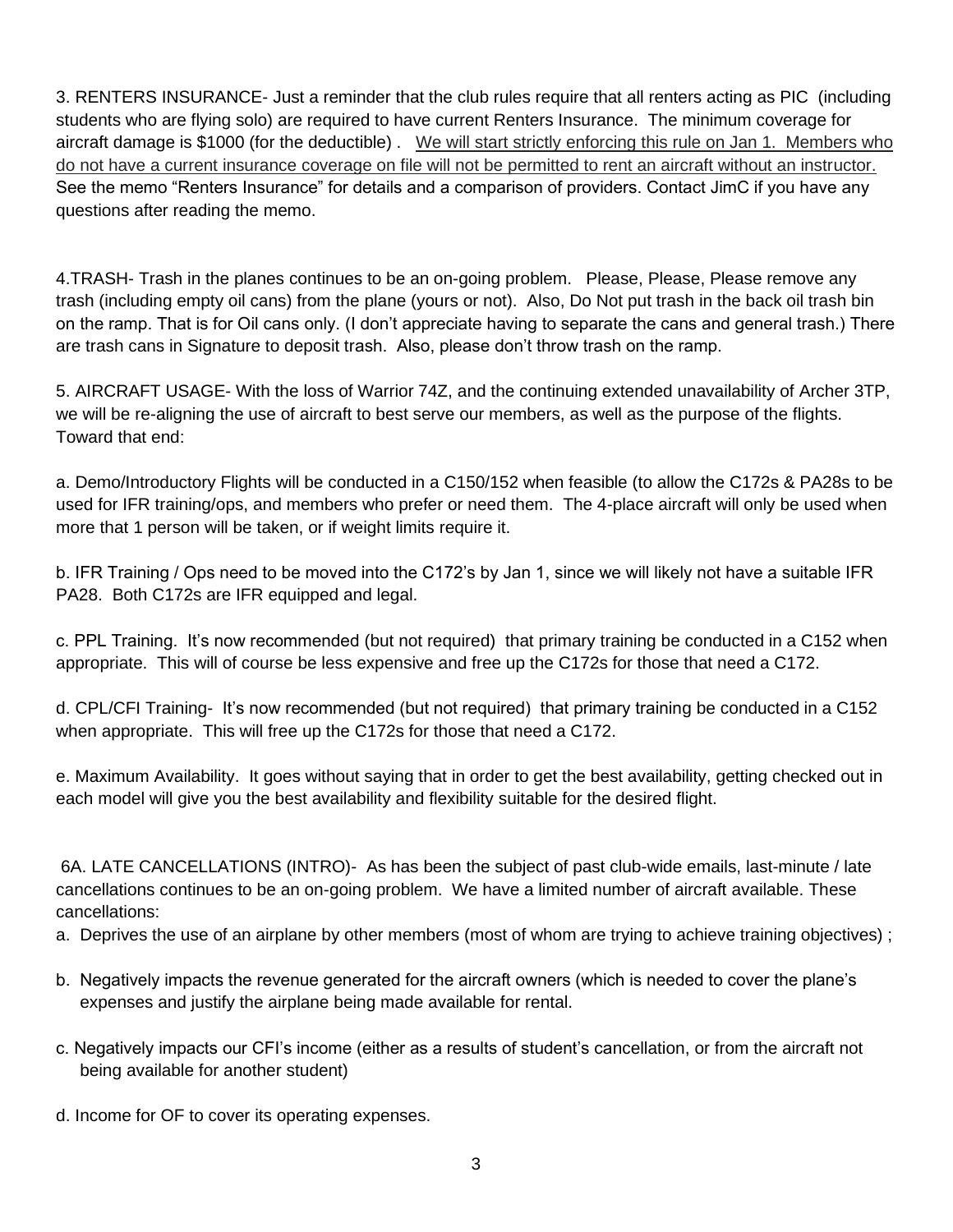3. RENTERS INSURANCE- Just a reminder that the club rules require that all renters acting as PIC (including students who are flying solo) are required to have current Renters Insurance. The minimum coverage for aircraft damage is $1000 (for the deductible) . <u>We will start strictly enforcing this rule on Jan 1. Members who do not have a current insurance coverage on file will not be permitted to rent an aircraft without an instructor.</u> See the memo "Renters Insurance" for details and a comparison of providers. Contact JimC if you have any questions after reading the memo.

4.TRASH- Trash in the planes continues to be an on-going problem. Please, Please, Please remove any trash (including empty oil cans) from the plane (yours or not). Also, Do Not put trash in the back oil trash bin on the ramp. That is for Oil cans only. (I don't appreciate having to separate the cans and general trash.) There are trash cans in Signature to deposit trash. Also, please don't throw trash on the ramp.

5. AIRCRAFT USAGE- With the loss of Warrior 74Z, and the continuing extended unavailability of Archer 3TP, we will be re-aligning the use of aircraft to best serve our members, as well as the purpose of the flights. Toward that end:

a. Demo/Introductory Flights will be conducted in a C150/152 when feasible (to allow the C172s & PA28s to be used for IFR training/ops, and members who prefer or need them. The 4-place aircraft will only be used when more that 1 person will be taken, or if weight limits require it.

b. IFR Training / Ops need to be moved into the C172's by Jan 1, since we will likely not have a suitable IFR PA28. Both C172s are IFR equipped and legal.

c. PPL Training. It's now recommended (but not required) that primary training be conducted in a C152 when appropriate. This will of course be less expensive and free up the C172s for those that need a C172.

d. CPL/CFI Training- It's now recommended (but not required) that primary training be conducted in a C152 when appropriate. This will free up the C172s for those that need a C172.

e. Maximum Availability. It goes without saying that in order to get the best availability, getting checked out in each model will give you the best availability and flexibility suitable for the desired flight.

6A. LATE CANCELLATIONS (INTRO)- As has been the subject of past club-wide emails, last-minute / late cancellations continues to be an on-going problem. We have a limited number of aircraft available. These cancellations:

a. Deprives the use of an airplane by other members (most of whom are trying to achieve training objectives) ;

b. Negatively impacts the revenue generated for the aircraft owners (which is needed to cover the plane's expenses and justify the airplane being made available for rental.

c. Negatively impacts our CFI's income (either as a results of student's cancellation, or from the aircraft not being available for another student)

d. Income for OF to cover its operating expenses.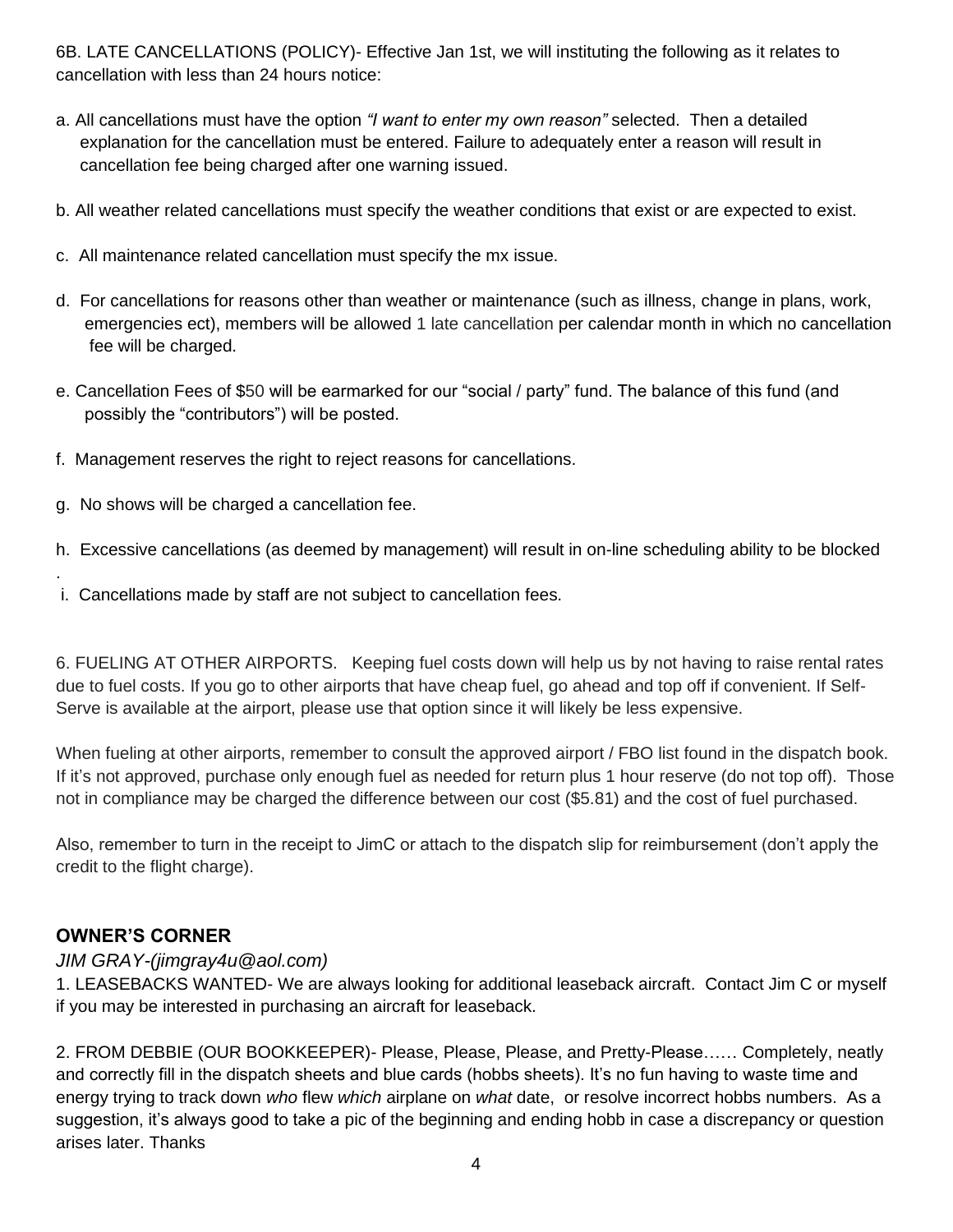6B. LATE CANCELLATIONS (POLICY)- Effective Jan 1st, we will instituting the following as it relates to cancellation with less than 24 hours notice:

a. All cancellations must have the option *"I want to enter my own reason"* selected. Then a detailed explanation for the cancellation must be entered. Failure to adequately enter a reason will result in cancellation fee being charged after one warning issued.

b. All weather related cancellations must specify the weather conditions that exist or are expected to exist.

c. All maintenance related cancellation must specify the mx issue.

d. For cancellations for reasons other than weather or maintenance (such as illness, change in plans, work, emergencies ect), members will be allowed 1 late cancellation per calendar month in which no cancellation fee will be charged.

e. Cancellation Fees of $50 will be earmarked for our "social / party" fund. The balance of this fund (and possibly the "contributors") will be posted.

f. Management reserves the right to reject reasons for cancellations.

g. No shows will be charged a cancellation fee.

h. Excessive cancellations (as deemed by management) will result in on-line scheduling ability to be blocked.

i. Cancellations made by staff are not subject to cancellation fees.

6. FUELING AT OTHER AIRPORTS. Keeping fuel costs down will help us by not having to raise rental rates due to fuel costs. If you go to other airports that have cheap fuel, go ahead and top off if convenient. If Self-Serve is available at the airport, please use that option since it will likely be less expensive.

When fueling at other airports, remember to consult the approved airport / FBO list found in the dispatch book. If it's not approved, purchase only enough fuel as needed for return plus 1 hour reserve (do not top off). Those not in compliance may be charged the difference between our cost ($5.81) and the cost of fuel purchased.

Also, remember to turn in the receipt to JimC or attach to the dispatch slip for reimbursement (don't apply the credit to the flight charge).

## OWNER'S CORNER

*JIM GRAY-(jimgray4u@aol.com)*

1. LEASEBACKS WANTED- We are always looking for additional leaseback aircraft. Contact Jim C or myself if you may be interested in purchasing an aircraft for leaseback.

2. FROM DEBBIE (OUR BOOKKEEPER)- Please, Please, Please, and Pretty-Please…… Completely, neatly and correctly fill in the dispatch sheets and blue cards (hobbs sheets). It's no fun having to waste time and energy trying to track down *who* flew *which* airplane on *what* date, or resolve incorrect hobbs numbers. As a suggestion, it's always good to take a pic of the beginning and ending hobb in case a discrepancy or question arises later. Thanks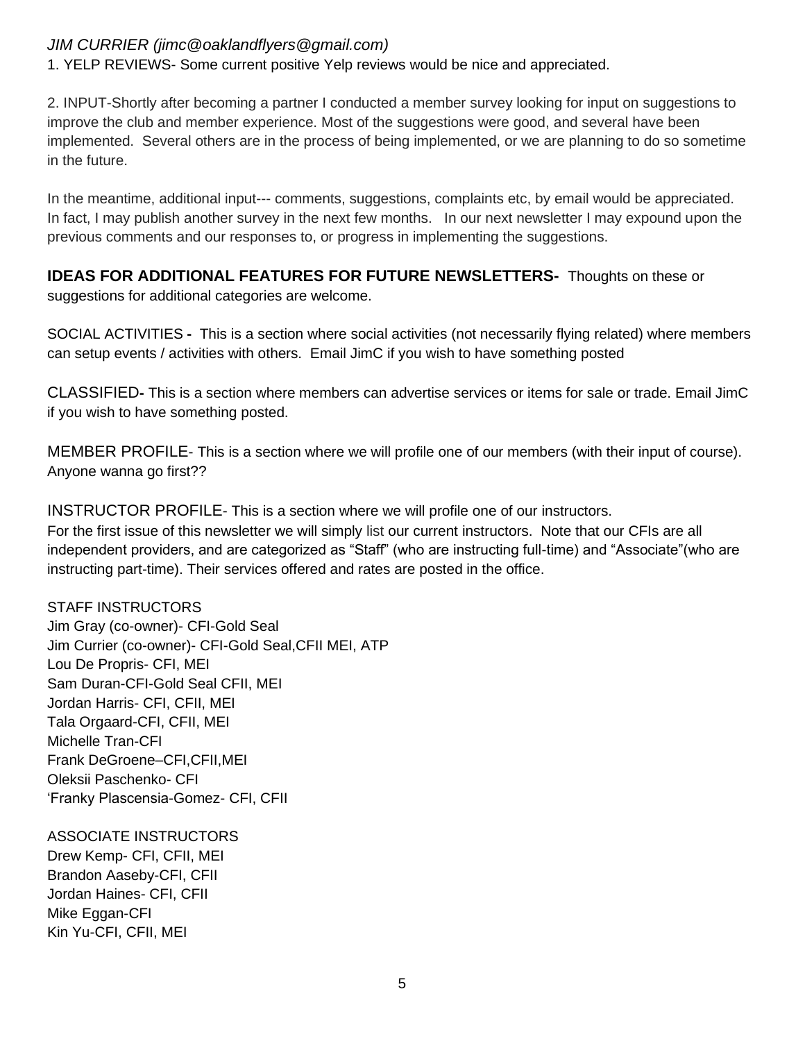*JIM CURRIER (jimc@oaklandflyers@gmail.com)*

1. YELP REVIEWS- Some current positive Yelp reviews would be nice and appreciated.

2. INPUT-Shortly after becoming a partner I conducted a member survey looking for input on suggestions to improve the club and member experience. Most of the suggestions were good, and several have been implemented. Several others are in the process of being implemented, or we are planning to do so sometime in the future.

In the meantime, additional input--- comments, suggestions, complaints etc, by email would be appreciated. In fact, I may publish another survey in the next few months. In our next newsletter I may expound upon the previous comments and our responses to, or progress in implementing the suggestions.

**IDEAS FOR ADDITIONAL FEATURES FOR FUTURE NEWSLETTERS-** Thoughts on these or suggestions for additional categories are welcome.

SOCIAL ACTIVITIES **-** This is a section where social activities (not necessarily flying related) where members can setup events / activities with others. Email JimC if you wish to have something posted

CLASSIFIED**-** This is a section where members can advertise services or items for sale or trade. Email JimC if you wish to have something posted.

MEMBER PROFILE- This is a section where we will profile one of our members (with their input of course). Anyone wanna go first??

INSTRUCTOR PROFILE- This is a section where we will profile one of our instructors.
For the first issue of this newsletter we will simply list our current instructors. Note that our CFIs are all independent providers, and are categorized as “Staff” (who are instructing full-time) and “Associate”(who are instructing part-time). Their services offered and rates are posted in the office.

STAFF INSTRUCTORS
Jim Gray (co-owner)- CFI-Gold Seal
Jim Currier (co-owner)- CFI-Gold Seal,CFII MEI, ATP
Lou De Propris- CFI, MEI
Sam Duran-CFI-Gold Seal CFII, MEI
Jordan Harris- CFI, CFII, MEI
Tala Orgaard-CFI, CFII, MEI
Michelle Tran-CFI
Frank DeGroene–CFI,CFII,MEI
Oleksii Paschenko- CFI
‘Franky Plascensia-Gomez- CFI, CFII

ASSOCIATE INSTRUCTORS
Drew Kemp- CFI, CFII, MEI
Brandon Aaseby-CFI, CFII
Jordan Haines- CFI, CFII
Mike Eggan-CFI
Kin Yu-CFI, CFII, MEI